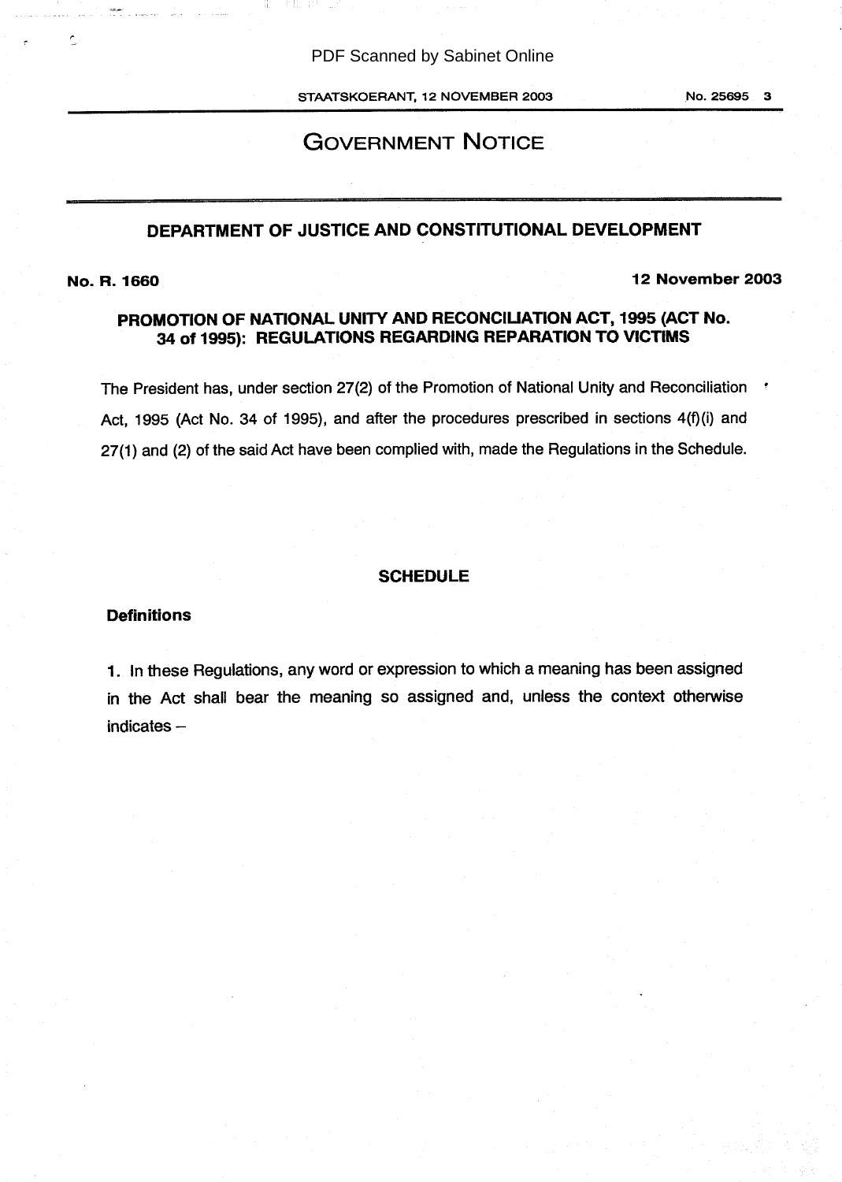# GOVERNMENT NOTICE

## DEPARTMENT OF JUSTICE AND CONSTITUTIONAL DEVELOPMENT

**No. R. 1660** **12 November 2003**

### PROMOTION OF NATIONAL UNITY AND RECONCILIATION ACT, 1995 (ACT No. 34 of 1995): REGULATIONS REGARDING REPARATION TO VICTIMS

The President has, under section 27(2) of the Promotion of National Unity and Reconciliation Act, 1995 (Act No. 34 of 1995), and after the procedures prescribed in sections 4(f)(i) and 27(1) and (2) of the said Act have been complied with, made the Regulations in the Schedule.

## SCHEDULE

**Definitions**

1. In these Regulations, any word or expression to which a meaning has been assigned in the Act shall bear the meaning so assigned and, unless the context otherwise indicates –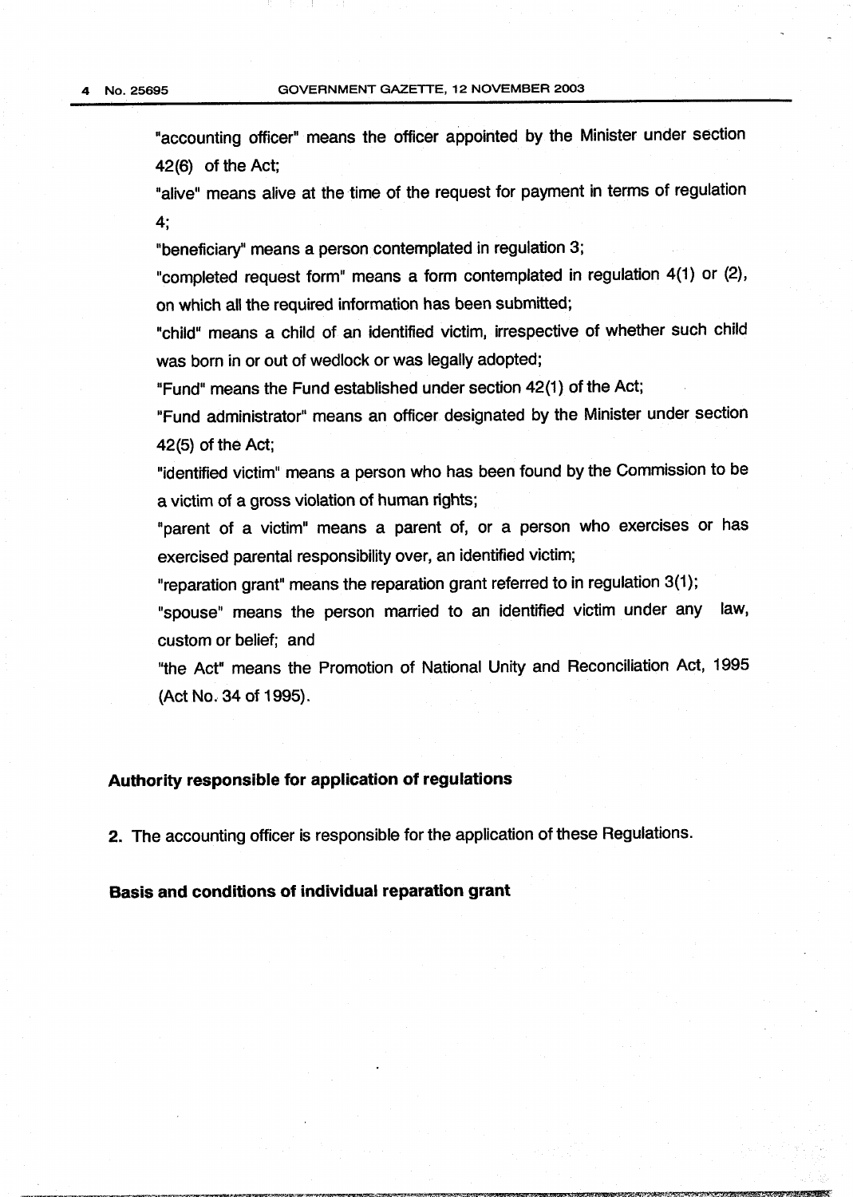"accounting officer" means the officer appointed by the Minister under section 42(6) of the Act;

"alive" means alive at the time of the request for payment in terms of regulation 4;

"beneficiary" means a person contemplated in regulation 3;

"completed request form" means a form contemplated in regulation 4(1) or (2), on which all the required information has been submitted;

"child" means a child of an identified victim, irrespective of whether such child was born in or out of wedlock or was legally adopted;

"Fund" means the Fund established under section 42(1) of the Act;

"Fund administrator" means an officer designated by the Minister under section 42(5) of the Act;

"identified victim" means a person who has been found by the Commission to be a victim of a gross violation of human rights;

"parent of a victim" means a parent of, or a person who exercises or has exercised parental responsibility over, an identified victim;

"reparation grant" means the reparation grant referred to in regulation 3(1);

"spouse" means the person married to an identified victim under any law, custom or belief; and

"the Act" means the Promotion of National Unity and Reconciliation Act, 1995 (Act No. 34 of 1995).

**Authority responsible for application of regulations**

2. The accounting officer is responsible for the application of these Regulations.

**Basis and conditions of individual reparation grant**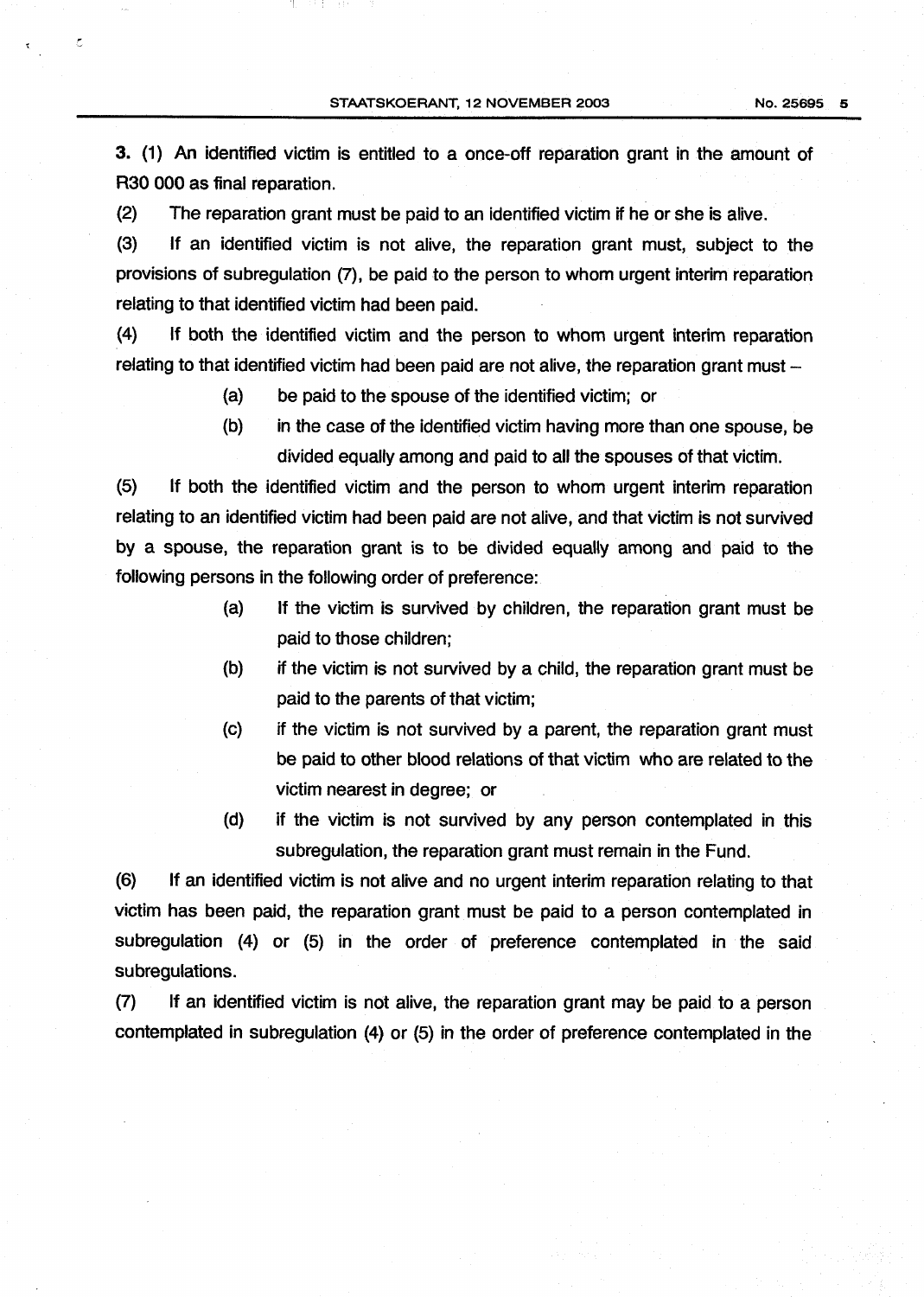**3.** (1) An identified victim is entitled to a once-off reparation grant in the amount of R30 000 as final reparation.

(2) The reparation grant must be paid to an identified victim if he or she is alive.

(3) If an identified victim is not alive, the reparation grant must, subject to the provisions of subregulation (7), be paid to the person to whom urgent interim reparation relating to that identified victim had been paid.

(4) If both the identified victim and the person to whom urgent interim reparation relating to that identified victim had been paid are not alive, the reparation grant must –

- (a) be paid to the spouse of the identified victim; or
- (b) in the case of the identified victim having more than one spouse, be divided equally among and paid to all the spouses of that victim.

(5) If both the identified victim and the person to whom urgent interim reparation relating to an identified victim had been paid are not alive, and that victim is not survived by a spouse, the reparation grant is to be divided equally among and paid to the following persons in the following order of preference:

- (a) If the victim is survived by children, the reparation grant must be paid to those children;
- (b) if the victim is not survived by a child, the reparation grant must be paid to the parents of that victim;
- (c) if the victim is not survived by a parent, the reparation grant must be paid to other blood relations of that victim who are related to the victim nearest in degree; or
- (d) if the victim is not survived by any person contemplated in this subregulation, the reparation grant must remain in the Fund.

(6) If an identified victim is not alive and no urgent interim reparation relating to that victim has been paid, the reparation grant must be paid to a person contemplated in subregulation (4) or (5) in the order of preference contemplated in the said subregulations.

(7) If an identified victim is not alive, the reparation grant may be paid to a person contemplated in subregulation (4) or (5) in the order of preference contemplated in the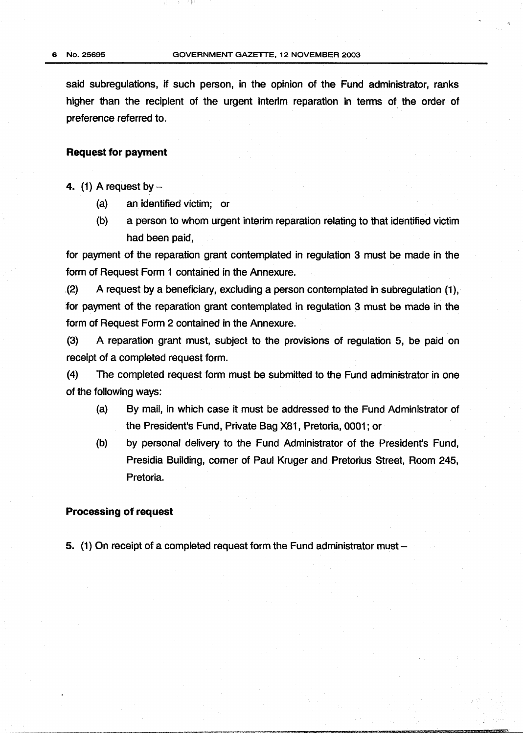said subregulations, if such person, in the opinion of the Fund administrator, ranks higher than the recipient of the urgent interim reparation in terms of the order of preference referred to.

**Request for payment**

**4.** (1) A request by –

(a) an identified victim; or

(b) a person to whom urgent interim reparation relating to that identified victim had been paid,

for payment of the reparation grant contemplated in regulation 3 must be made in the form of Request Form 1 contained in the Annexure.

(2) A request by a beneficiary, excluding a person contemplated in subregulation (1), for payment of the reparation grant contemplated in regulation 3 must be made in the form of Request Form 2 contained in the Annexure.

(3) A reparation grant must, subject to the provisions of regulation 5, be paid on receipt of a completed request form.

(4) The completed request form must be submitted to the Fund administrator in one of the following ways:

(a) By mail, in which case it must be addressed to the Fund Administrator of the President's Fund, Private Bag X81, Pretoria, 0001; or

(b) by personal delivery to the Fund Administrator of the President's Fund, Presidia Building, corner of Paul Kruger and Pretorius Street, Room 245, Pretoria.

**Processing of request**

**5.** (1) On receipt of a completed request form the Fund administrator must –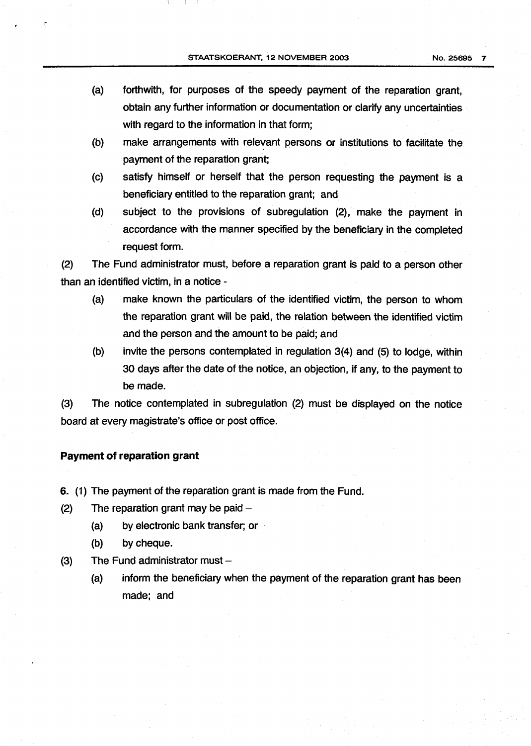(a) forthwith, for purposes of the speedy payment of the reparation grant, obtain any further information or documentation or clarify any uncertainties with regard to the information in that form;

(b) make arrangements with relevant persons or institutions to facilitate the payment of the reparation grant;

(c) satisfy himself or herself that the person requesting the payment is a beneficiary entitled to the reparation grant; and

(d) subject to the provisions of subregulation (2), make the payment in accordance with the manner specified by the beneficiary in the completed request form.

(2) The Fund administrator must, before a reparation grant is paid to a person other than an identified victim, in a notice -

(a) make known the particulars of the identified victim, the person to whom the reparation grant will be paid, the relation between the identified victim and the person and the amount to be paid; and

(b) invite the persons contemplated in regulation 3(4) and (5) to lodge, within 30 days after the date of the notice, an objection, if any, to the payment to be made.

(3) The notice contemplated in subregulation (2) must be displayed on the notice board at every magistrate's office or post office.

**Payment of reparation grant**

**6.** (1) The payment of the reparation grant is made from the Fund.

(2) The reparation grant may be paid –

(a) by electronic bank transfer; or

(b) by cheque.

(3) The Fund administrator must –

(a) inform the beneficiary when the payment of the reparation grant has been made; and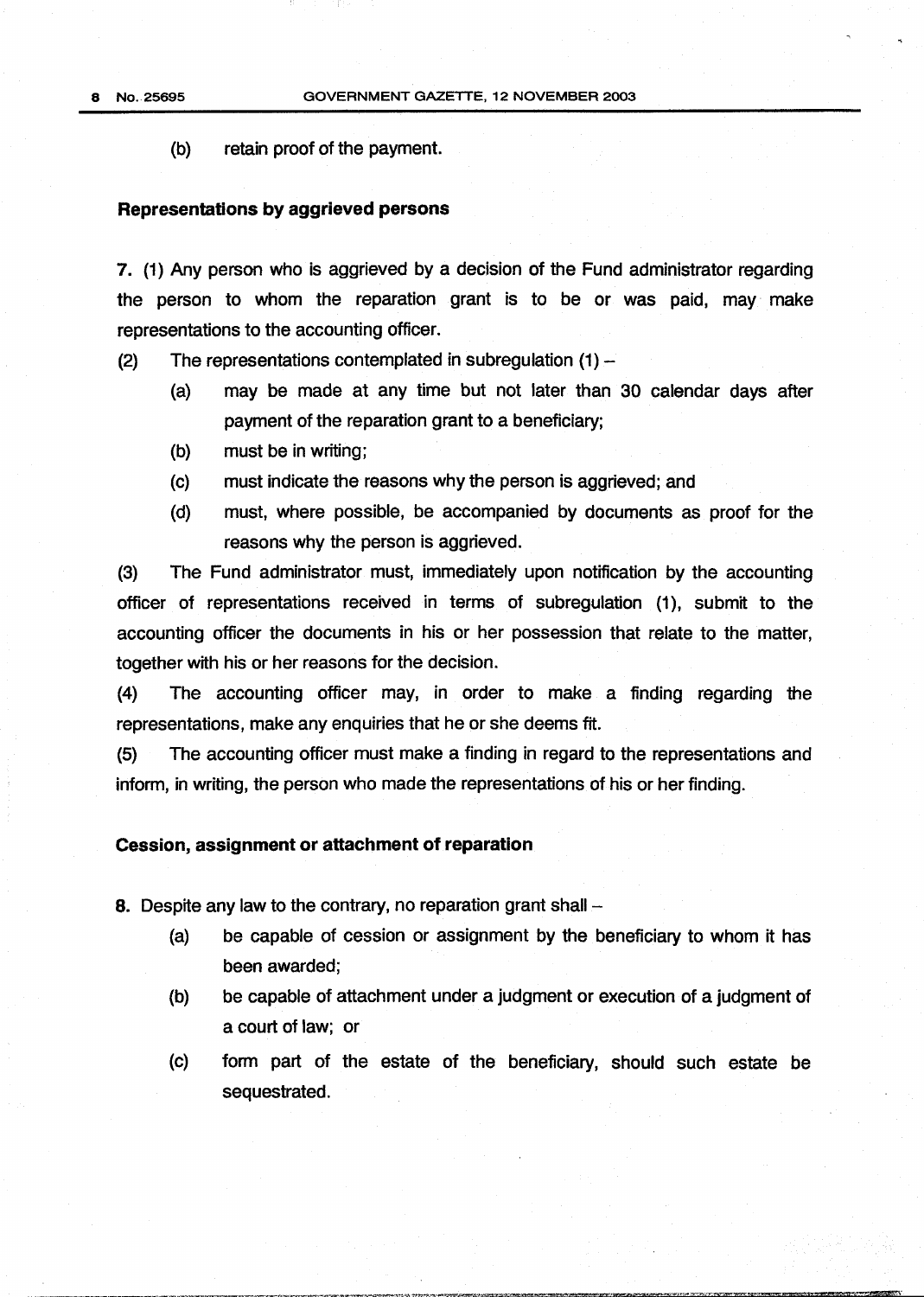(b) retain proof of the payment.

**Representations by aggrieved persons**

7. (1) Any person who is aggrieved by a decision of the Fund administrator regarding the person to whom the reparation grant is to be or was paid, may make representations to the accounting officer.

(2) The representations contemplated in subregulation (1) –

- (a) may be made at any time but not later than 30 calendar days after payment of the reparation grant to a beneficiary;
- (b) must be in writing;
- (c) must indicate the reasons why the person is aggrieved; and
- (d) must, where possible, be accompanied by documents as proof for the reasons why the person is aggrieved.

(3) The Fund administrator must, immediately upon notification by the accounting officer of representations received in terms of subregulation (1), submit to the accounting officer the documents in his or her possession that relate to the matter, together with his or her reasons for the decision.

(4) The accounting officer may, in order to make a finding regarding the representations, make any enquiries that he or she deems fit.

(5) The accounting officer must make a finding in regard to the representations and inform, in writing, the person who made the representations of his or her finding.

**Cession, assignment or attachment of reparation**

8. Despite any law to the contrary, no reparation grant shall –

- (a) be capable of cession or assignment by the beneficiary to whom it has been awarded;
- (b) be capable of attachment under a judgment or execution of a judgment of a court of law; or
- (c) form part of the estate of the beneficiary, should such estate be sequestrated.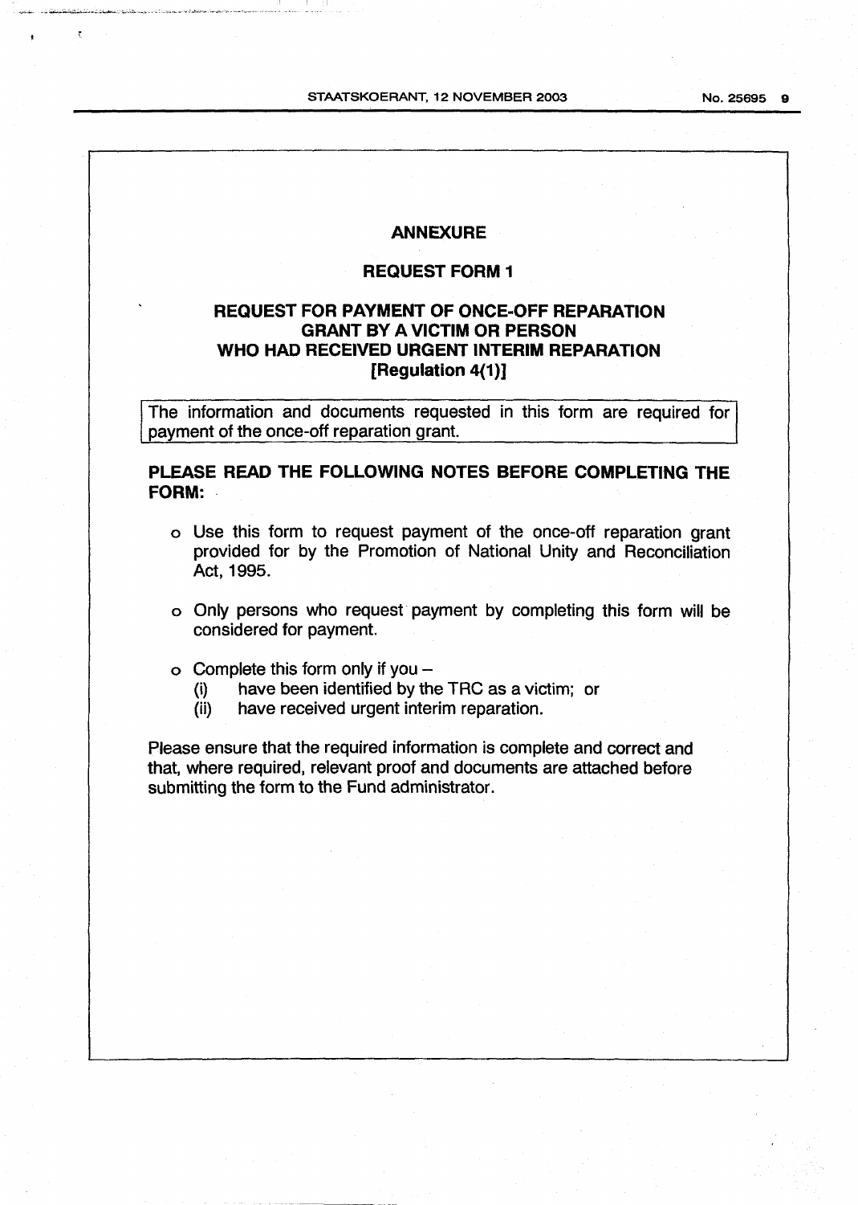## ANNEXURE

## REQUEST FORM 1

## REQUEST FOR PAYMENT OF ONCE-OFF REPARATION GRANT BY A VICTIM OR PERSON WHO HAD RECEIVED URGENT INTERIM REPARATION [Regulation 4(1)]

The information and documents requested in this form are required for payment of the once-off reparation grant.

**PLEASE READ THE FOLLOWING NOTES BEFORE COMPLETING THE FORM:**

- Use this form to request payment of the once-off reparation grant provided for by the Promotion of National Unity and Reconciliation Act, 1995.
- Only persons who request payment by completing this form will be considered for payment.
- Complete this form only if you –
  - (i) have been identified by the TRC as a victim; or
  - (ii) have received urgent interim reparation.

Please ensure that the required information is complete and correct and that, where required, relevant proof and documents are attached before submitting the form to the Fund administrator.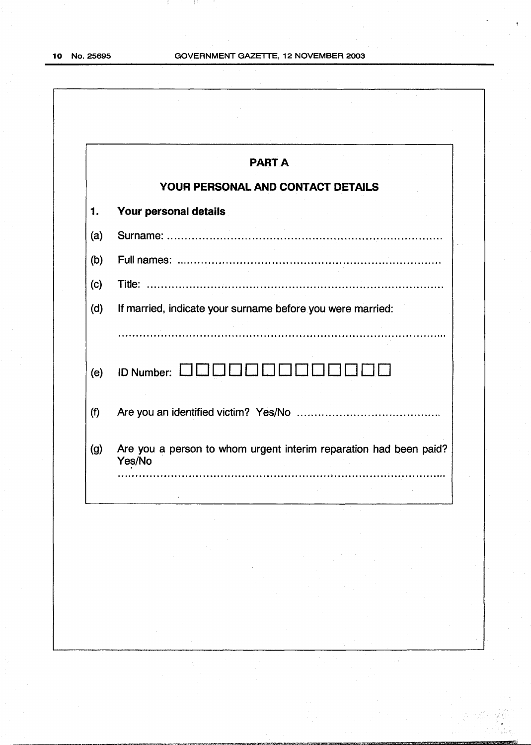## PART A

## YOUR PERSONAL AND CONTACT DETAILS

**1. Your personal details**

(a) Surname: ..........................................................................

(b) Full names: ......................................................................

(c) Title: ................................................................................

(d) If married, indicate your surname before you were married:

...........................................................................................

(e) ID Number: ☐☐☐☐☐☐☐☐☐☐☐☐☐

(f) Are you an identified victim? Yes/No .......................................

(g) Are you a person to whom urgent interim reparation had been paid? Yes/No

...........................................................................................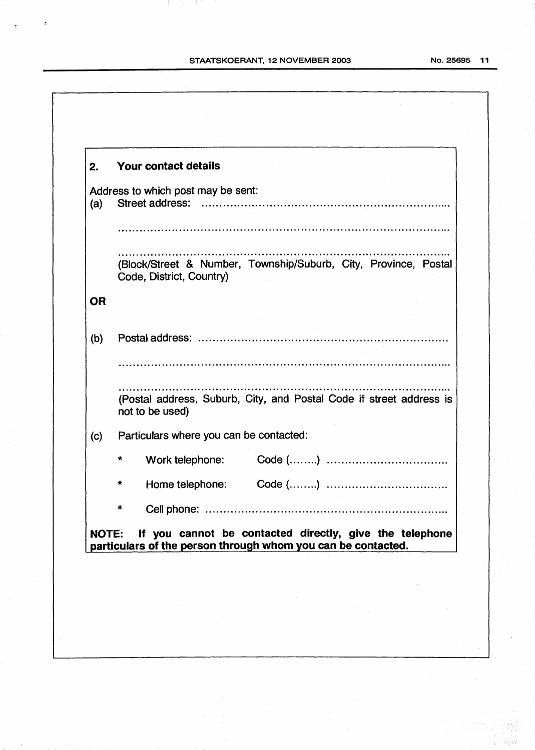## 2. Your contact details

Address to which post may be sent:

(a) Street address: ......................................................................

..............................................................................................

..............................................................................................

(Block/Street & Number, Township/Suburb, City, Province, Postal Code, District, Country)

**OR**

(b) Postal address: ......................................................................

..............................................................................................

..............................................................................................

(Postal address, Suburb, City, and Postal Code if street address is not to be used)

(c) Particulars where you can be contacted:

* Work telephone: Code (........) ....................................
* Home telephone: Code (........) ....................................
* Cell phone: ......................................................................

**NOTE: If you cannot be contacted directly, give the telephone particulars of the person through whom you can be contacted.**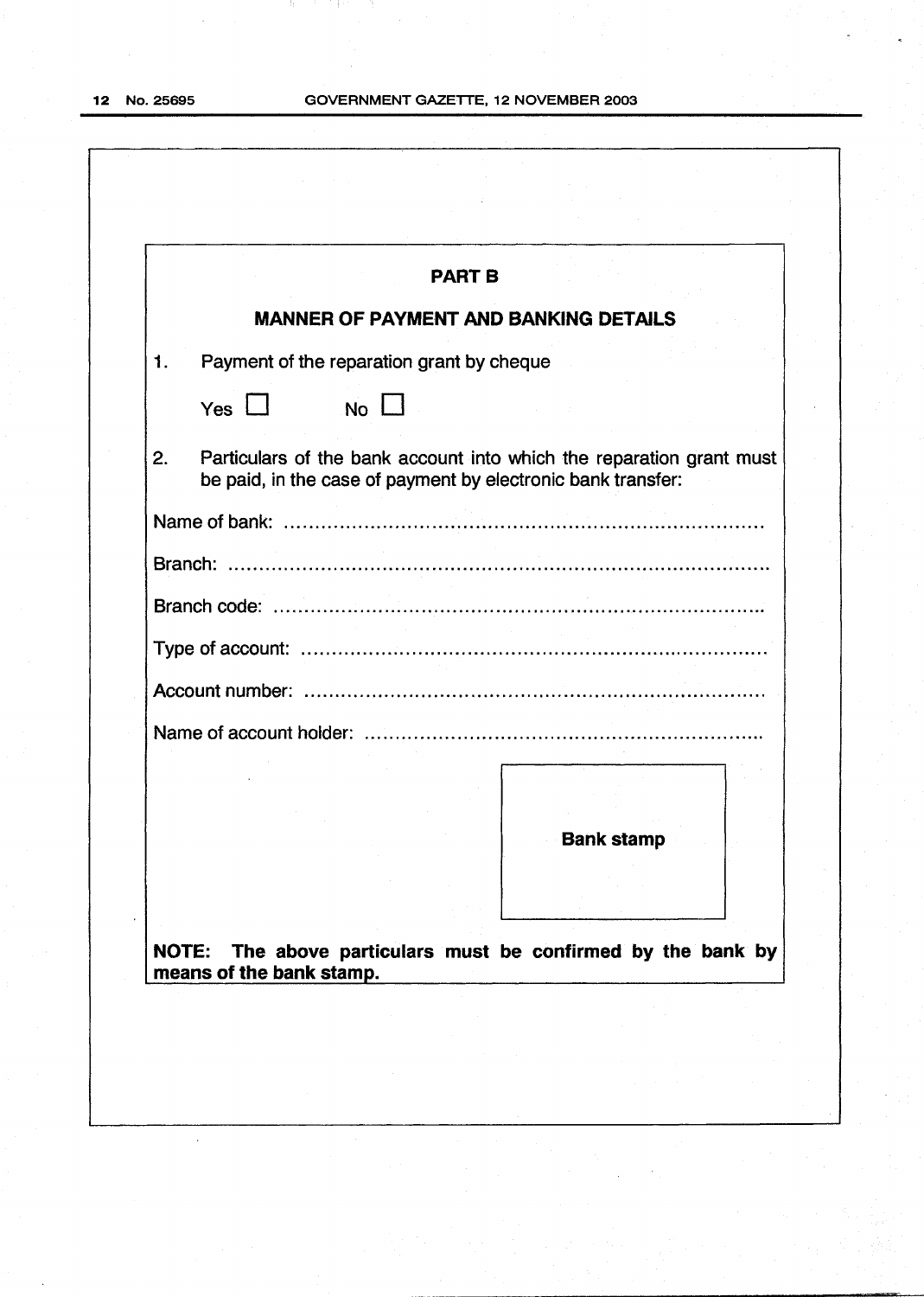## PART B

## MANNER OF PAYMENT AND BANKING DETAILS

1. Payment of the reparation grant by cheque

   Yes ☐ No ☐

2. Particulars of the bank account into which the reparation grant must be paid, in the case of payment by electronic bank transfer:

Name of bank: ..........................................................................

Branch: ..........................................................................

Branch code: ..........................................................................

Type of account: ..........................................................................

Account number: ..........................................................................

Name of account holder: ..........................................................................

**Bank stamp**

**NOTE: The above particulars must be confirmed by the bank by means of the bank stamp.**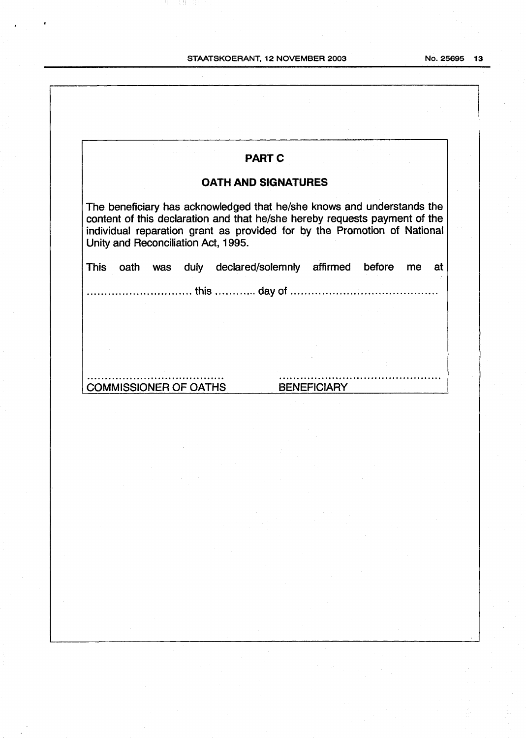## PART C

## OATH AND SIGNATURES

The beneficiary has acknowledged that he/she knows and understands the content of this declaration and that he/she hereby requests payment of the individual reparation grant as provided for by the Promotion of National Unity and Reconciliation Act, 1995.

This oath was duly declared/solemnly affirmed before me at

.............................. this ........... day of ..........................................

.......................................
COMMISSIONER OF OATHS

..............................................
BENEFICIARY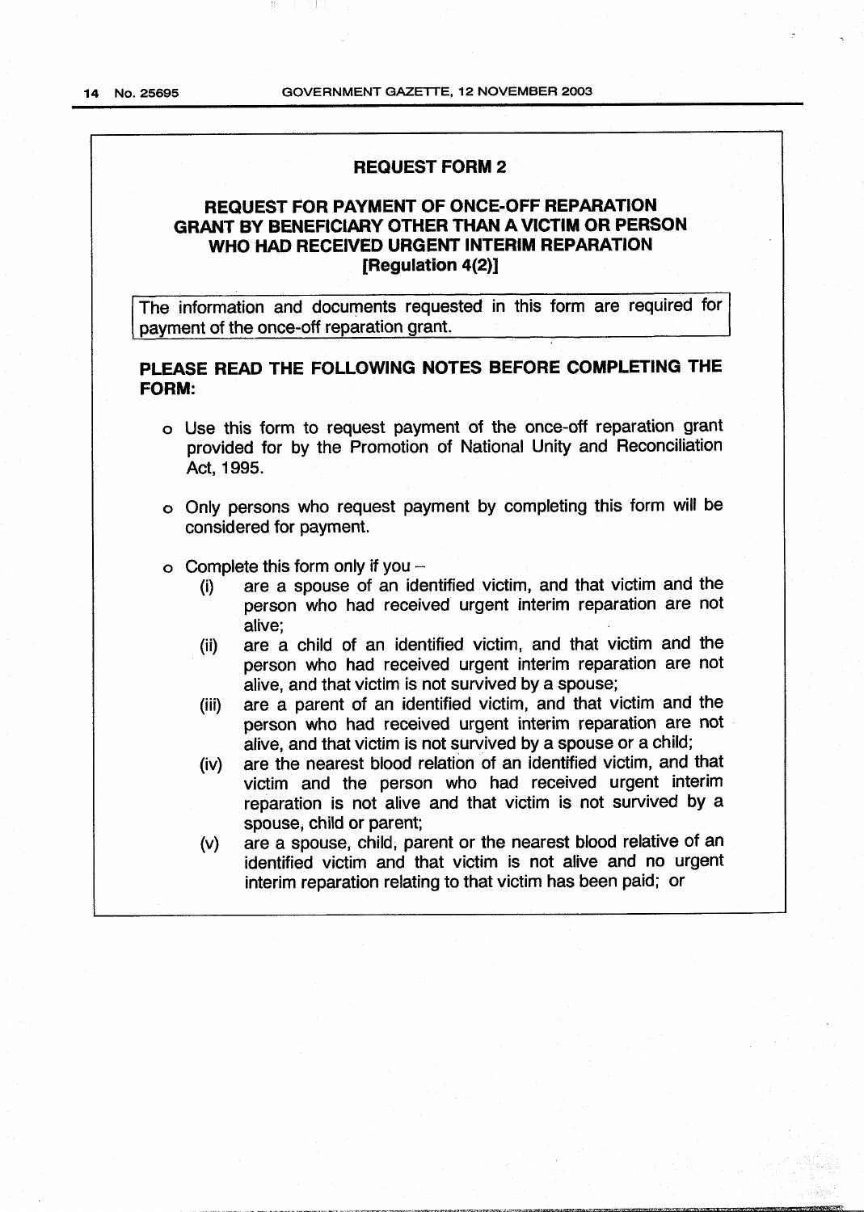## REQUEST FORM 2

### REQUEST FOR PAYMENT OF ONCE-OFF REPARATION GRANT BY BENEFICIARY OTHER THAN A VICTIM OR PERSON WHO HAD RECEIVED URGENT INTERIM REPARATION [Regulation 4(2)]

The information and documents requested in this form are required for payment of the once-off reparation grant.

**PLEASE READ THE FOLLOWING NOTES BEFORE COMPLETING THE FORM:**

- Use this form to request payment of the once-off reparation grant provided for by the Promotion of National Unity and Reconciliation Act, 1995.
- Only persons who request payment by completing this form will be considered for payment.
- Complete this form only if you –
  - (i) are a spouse of an identified victim, and that victim and the person who had received urgent interim reparation are not alive;
  - (ii) are a child of an identified victim, and that victim and the person who had received urgent interim reparation are not alive, and that victim is not survived by a spouse;
  - (iii) are a parent of an identified victim, and that victim and the person who had received urgent interim reparation are not alive, and that victim is not survived by a spouse or a child;
  - (iv) are the nearest blood relation of an identified victim, and that victim and the person who had received urgent interim reparation is not alive and that victim is not survived by a spouse, child or parent;
  - (v) are a spouse, child, parent or the nearest blood relative of an identified victim and that victim is not alive and no urgent interim reparation relating to that victim has been paid; or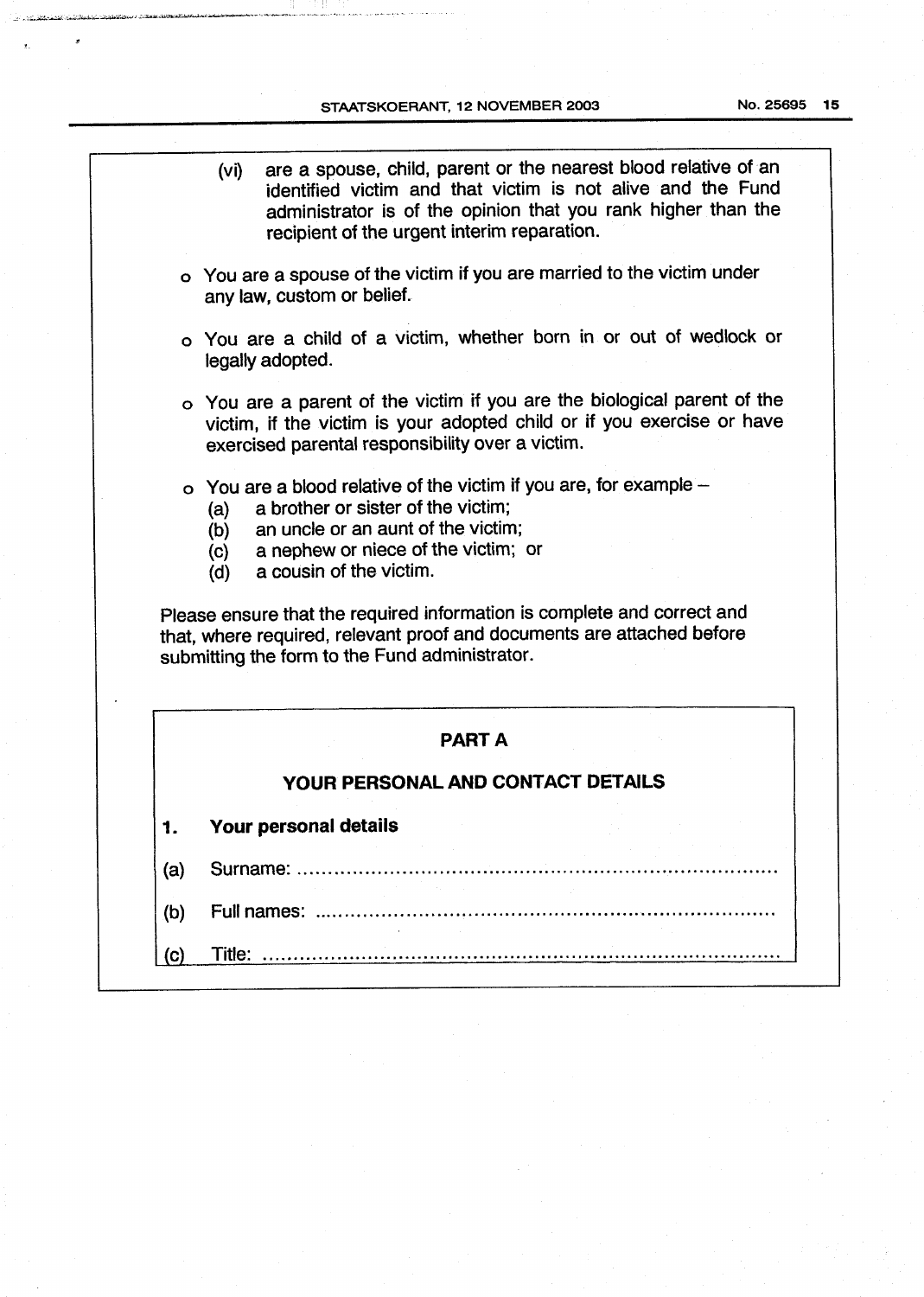(vi) are a spouse, child, parent or the nearest blood relative of an identified victim and that victim is not alive and the Fund administrator is of the opinion that you rank higher than the recipient of the urgent interim reparation.

- You are a spouse of the victim if you are married to the victim under any law, custom or belief.
- You are a child of a victim, whether born in or out of wedlock or legally adopted.
- You are a parent of the victim if you are the biological parent of the victim, if the victim is your adopted child or if you exercise or have exercised parental responsibility over a victim.
- You are a blood relative of the victim if you are, for example –
  - (a) a brother or sister of the victim;
  - (b) an uncle or an aunt of the victim;
  - (c) a nephew or niece of the victim; or
  - (d) a cousin of the victim.

Please ensure that the required information is complete and correct and that, where required, relevant proof and documents are attached before submitting the form to the Fund administrator.

## PART A

## YOUR PERSONAL AND CONTACT DETAILS

**1. Your personal details**

(a) Surname: ..............................................................................

(b) Full names: ..........................................................................

(c) Title: ....................................................................................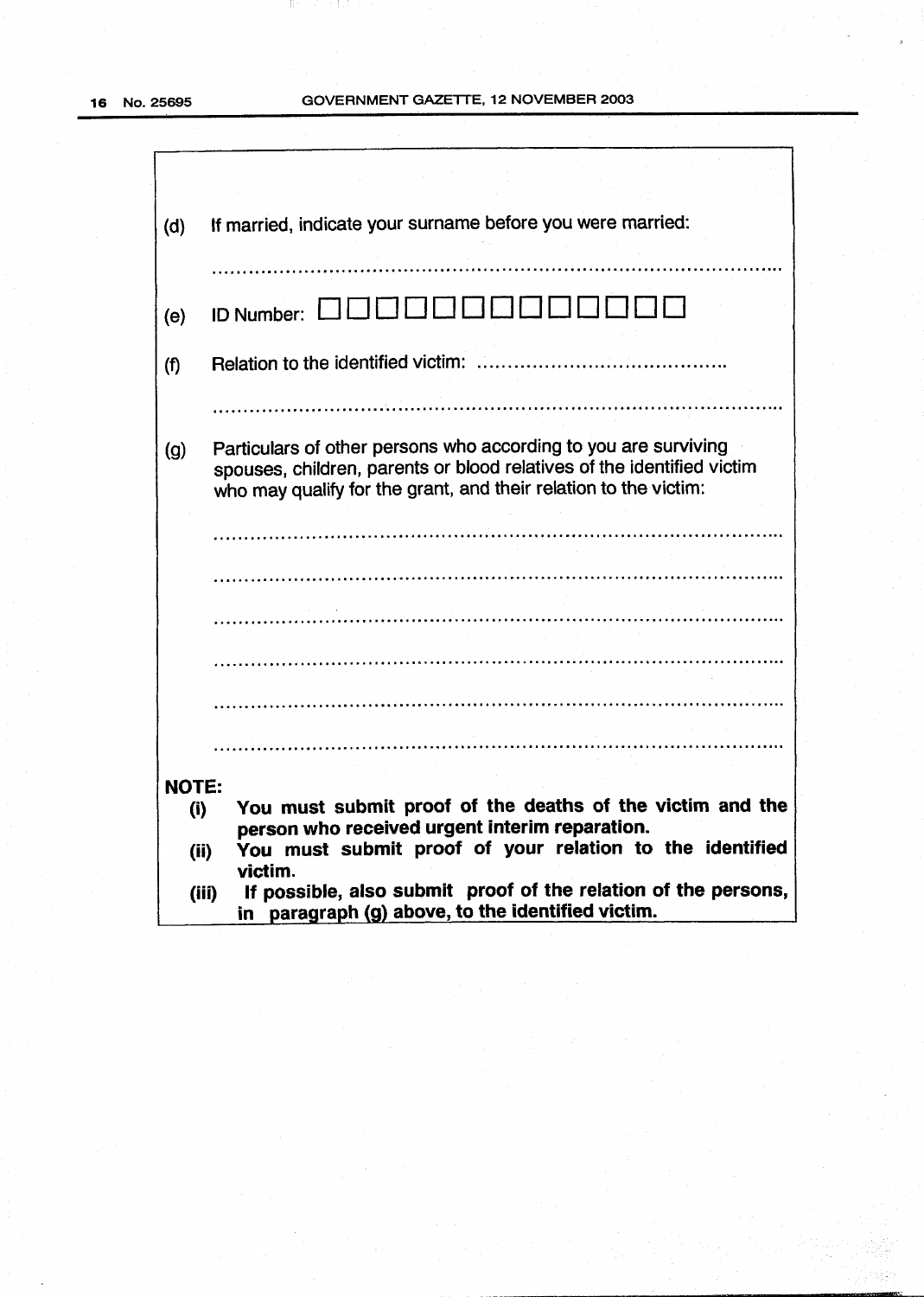(d) If married, indicate your surname before you were married:

.......................................................................................

(e) ID Number: ☐☐☐☐☐☐☐☐☐☐☐☐☐

(f) Relation to the identified victim: ........................................

.......................................................................................

(g) Particulars of other persons who according to you are surviving spouses, children, parents or blood relatives of the identified victim who may qualify for the grant, and their relation to the victim:

.......................................................................................

.......................................................................................

.......................................................................................

.......................................................................................

.......................................................................................

.......................................................................................

**NOTE:**

**(i) You must submit proof of the deaths of the victim and the person who received urgent interim reparation.**

**(ii) You must submit proof of your relation to the identified victim.**

**(iii) If possible, also submit proof of the relation of the persons, in paragraph (g) above, to the identified victim.**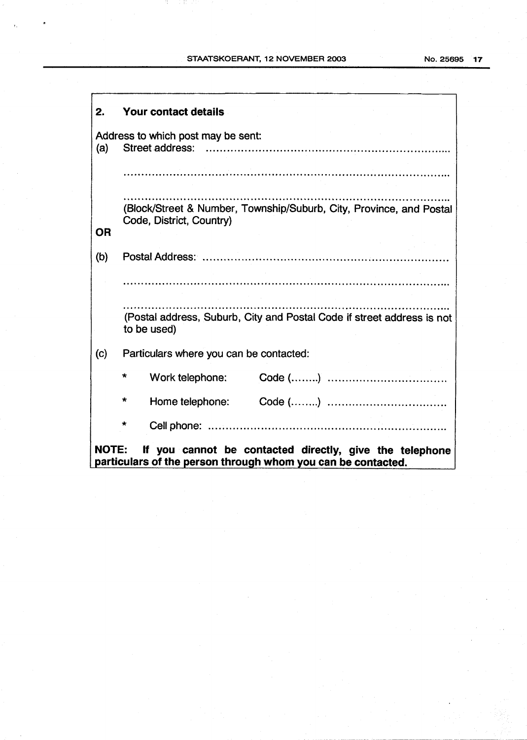## 2. Your contact details

Address to which post may be sent:

(a) Street address: ......................................................................

..............................................................................................

..............................................................................................

(Block/Street & Number, Township/Suburb, City, Province, and Postal Code, District, Country)

**OR**

(b) Postal Address: ......................................................................

..............................................................................................

..............................................................................................

(Postal address, Suburb, City and Postal Code if street address is not to be used)

(c) Particulars where you can be contacted:

- Work telephone: Code (........) ..................................
- Home telephone: Code (........) ..................................
- Cell phone: ....................................................................

**NOTE: If you cannot be contacted directly, give the telephone particulars of the person through whom you can be contacted.**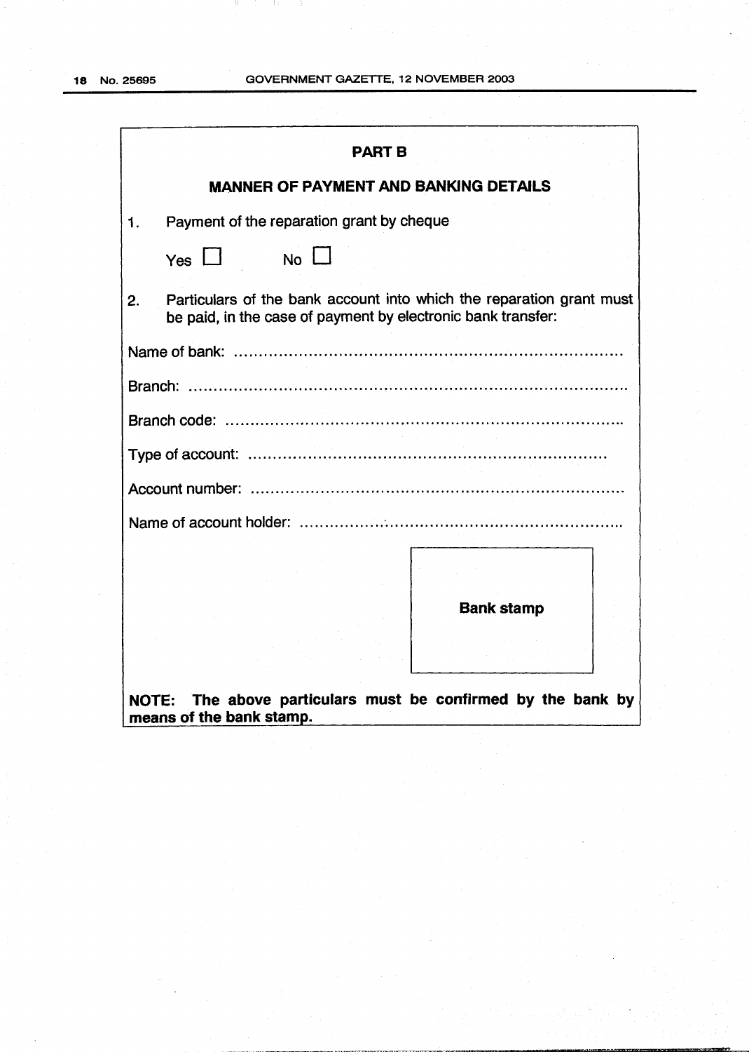## PART B

## MANNER OF PAYMENT AND BANKING DETAILS

1. Payment of the reparation grant by cheque

   Yes ☐ No ☐

2. Particulars of the bank account into which the reparation grant must be paid, in the case of payment by electronic bank transfer:

Name of bank: ..............................................................................

Branch: ..............................................................................

Branch code: ..............................................................................

Type of account: ..............................................................................

Account number: ..............................................................................

Name of account holder: ..............................................................................

**Bank stamp**

**NOTE: The above particulars must be confirmed by the bank by means of the bank stamp.**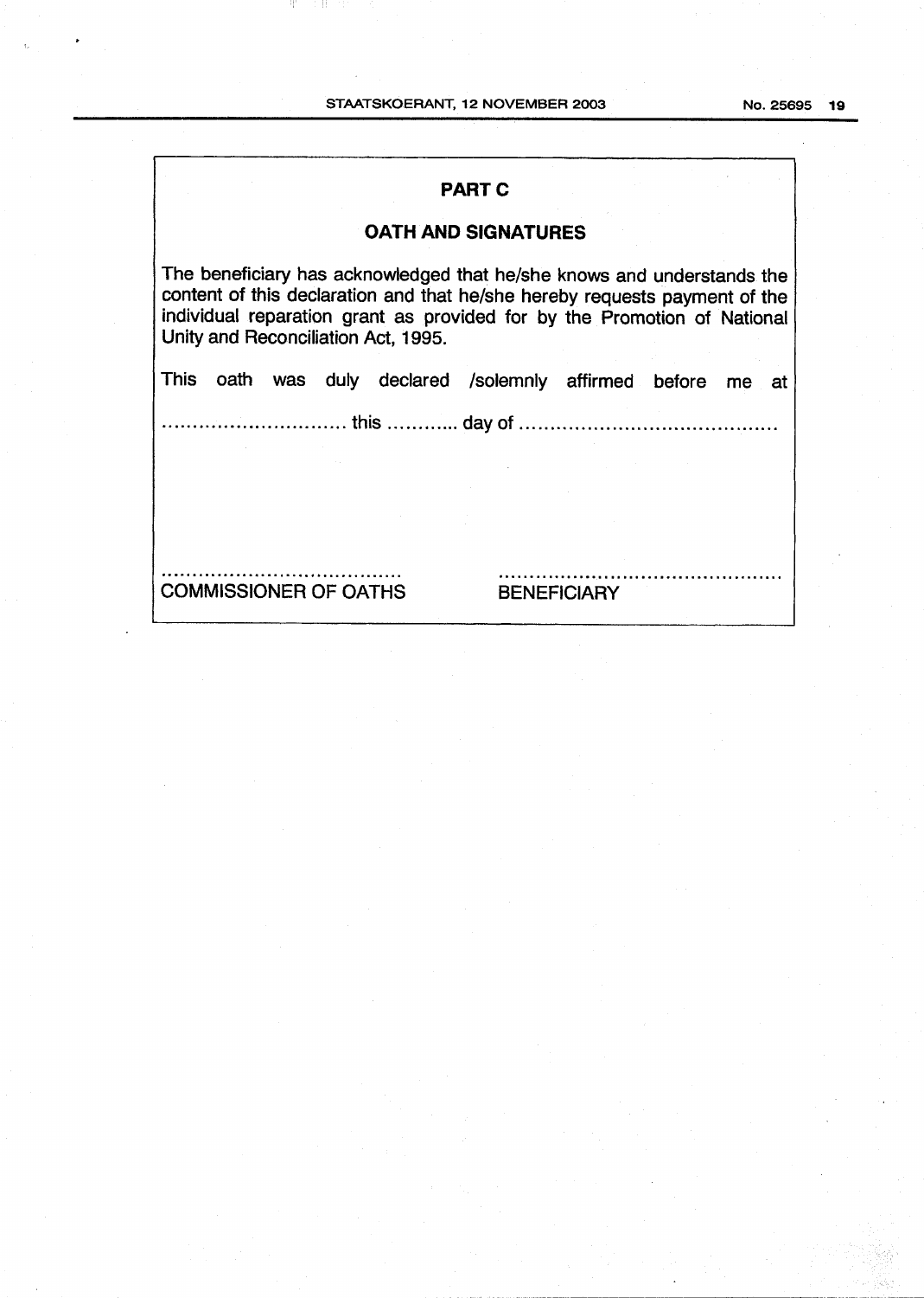## PART C

## OATH AND SIGNATURES

The beneficiary has acknowledged that he/she knows and understands the content of this declaration and that he/she hereby requests payment of the individual reparation grant as provided for by the Promotion of National Unity and Reconciliation Act, 1995.

This oath was duly declared /solemnly affirmed before me at

.............................. this ........... day of .........................................

| | |
|---|---|
| ...................................... | ............................................. |
| COMMISSIONER OF OATHS | BENEFICIARY |